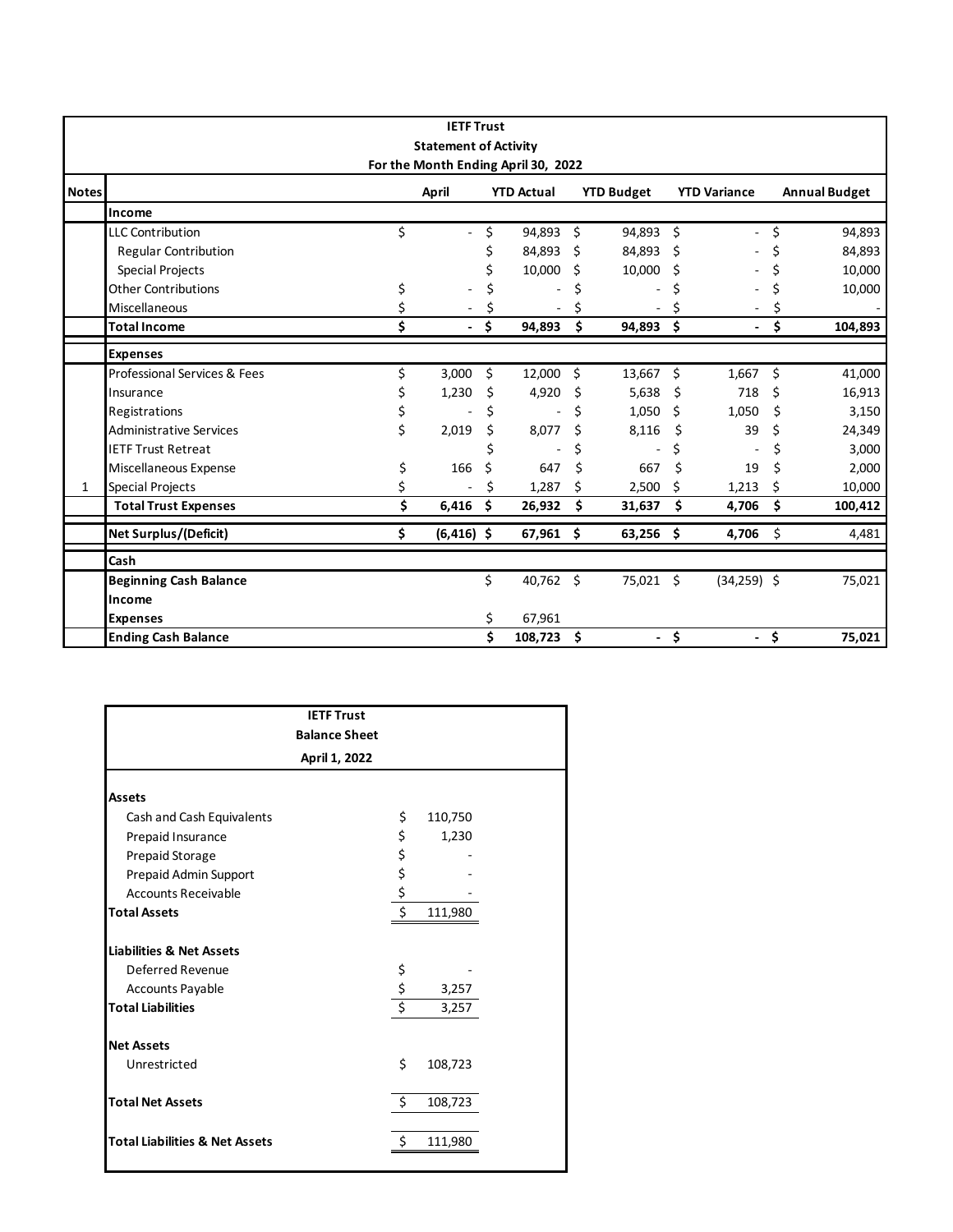| Notes | IETF Trust<br>Statement of Activity<br>For the Month Ending April 30, 2022 | April | YTD Actual | YTD Budget | YTD Variance | Annual Budget |
|---|---|---|---|---|---|---|
| | **Income** | | | | | |
| | LLC Contribution | $ - | $ 94,893 | $ 94,893 | $ - | $ 94,893 |
| | Regular Contribution | | $ 84,893 | $ 84,893 | $ - | $ 84,893 |
| | Special Projects | | $ 10,000 | $ 10,000 | $ - | $ 10,000 |
| | Other Contributions | $ - | $ - | $ - | $ - | $ 10,000 |
| | Miscellaneous | $ - | $ - | $ - | $ - | $ - |
| | **Total Income** | **$ -** | **$ 94,893** | **$ 94,893** | **$ -** | **$ 104,893** |
| | **Expenses** | | | | | |
| | Professional Services & Fees | $ 3,000 | $ 12,000 | $ 13,667 | $ 1,667 | $ 41,000 |
| | Insurance | $ 1,230 | $ 4,920 | $ 5,638 | $ 718 | $ 16,913 |
| | Registrations | $ - | $ - | $ 1,050 | $ 1,050 | $ 3,150 |
| | Administrative Services | $ 2,019 | $ 8,077 | $ 8,116 | $ 39 | $ 24,349 |
| | IETF Trust Retreat | | $ - | $ - | $ - | $ 3,000 |
| | Miscellaneous Expense | $ 166 | $ 647 | $ 667 | $ 19 | $ 2,000 |
| 1 | Special Projects | $ - | $ 1,287 | $ 2,500 | $ 1,213 | $ 10,000 |
| | **Total Trust Expenses** | **$ 6,416** | **$ 26,932** | **$ 31,637** | **$ 4,706** | **$ 100,412** |
| | **Net Surplus/(Deficit)** | **$ (6,416)** | **$ 67,961** | **$ 63,256** | **$ 4,706** | $ 4,481 |
| | **Cash** | | | | | |
| | **Beginning Cash Balance** | | $ 40,762 | $ 75,021 | $ (34,259) | $ 75,021 |
| | **Income** | | | | | |
| | **Expenses** | | $ 67,961 | | | |
| | **Ending Cash Balance** | | **$ 108,723** | **$ -** | **$ -** | **$ 75,021** |

| IETF Trust<br>Balance Sheet<br>April 1, 2022 | |
|---|---|
| **Assets** | |
| Cash and Cash Equivalents | $ 110,750 |
| Prepaid Insurance | $ 1,230 |
| Prepaid Storage | $ - |
| Prepaid Admin Support | $ - |
| Accounts Receivable | $ - |
| **Total Assets** | $ 111,980 |
| **Liabilities & Net Assets** | |
| Deferred Revenue | $ - |
| Accounts Payable | $ 3,257 |
| **Total Liabilities** | $ 3,257 |
| **Net Assets** | |
| Unrestricted | $ 108,723 |
| **Total Net Assets** | $ 108,723 |
| **Total Liabilities & Net Assets** | $ 111,980 |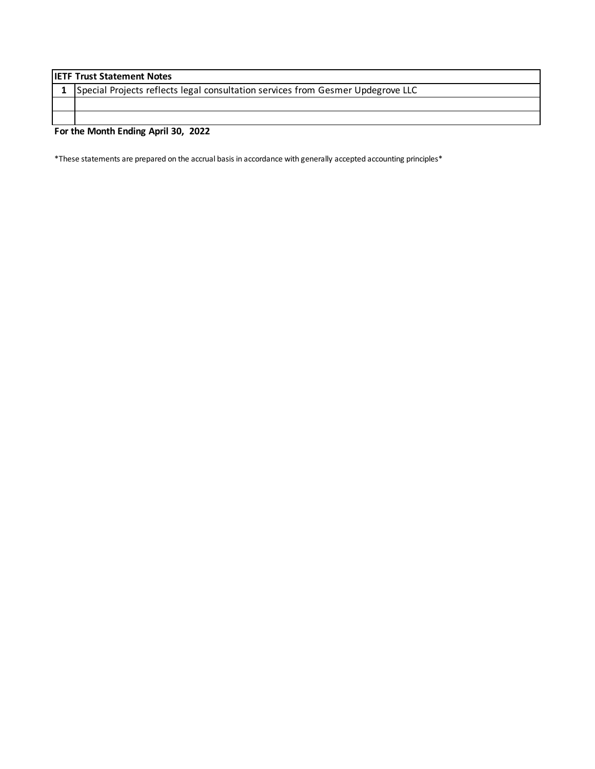| IETF Trust Statement Notes | |
|---|---|
| 1 | Special Projects reflects legal consultation services from Gesmer Updegrove LLC |
| | |
| | |

**For the Month Ending April 30, 2022**

*These statements are prepared on the accrual basis in accordance with generally accepted accounting principles*